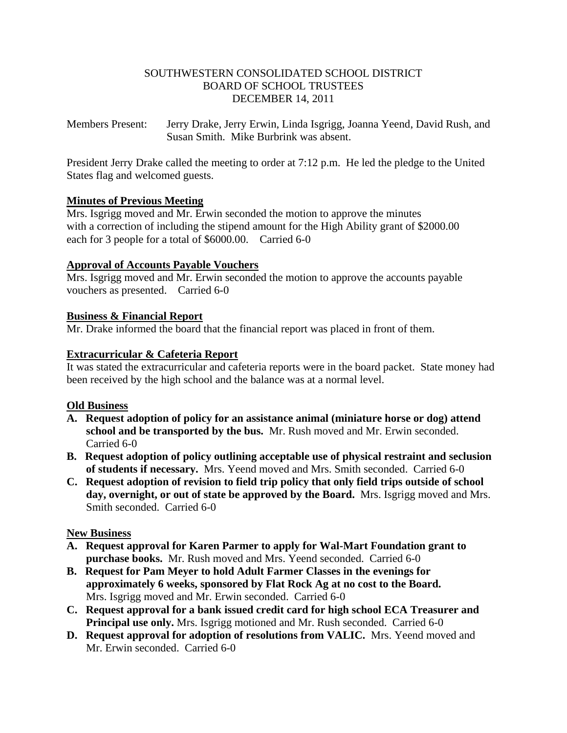SOUTHWESTERN CONSOLIDATED SCHOOL DISTRICT
BOARD OF SCHOOL TRUSTEES
DECEMBER 14, 2011

Members Present: Jerry Drake, Jerry Erwin, Linda Isgrigg, Joanna Yeend, David Rush, and Susan Smith. Mike Burbrink was absent.

President Jerry Drake called the meeting to order at 7:12 p.m. He led the pledge to the United States flag and welcomed guests.

**Minutes of Previous Meeting**

Mrs. Isgrigg moved and Mr. Erwin seconded the motion to approve the minutes with a correction of including the stipend amount for the High Ability grant of $2000.00 each for 3 people for a total of $6000.00. Carried 6-0

**Approval of Accounts Payable Vouchers**

Mrs. Isgrigg moved and Mr. Erwin seconded the motion to approve the accounts payable vouchers as presented. Carried 6-0

**Business & Financial Report**

Mr. Drake informed the board that the financial report was placed in front of them.

**Extracurricular & Cafeteria Report**

It was stated the extracurricular and cafeteria reports were in the board packet. State money had been received by the high school and the balance was at a normal level.

**Old Business**

A. **Request adoption of policy for an assistance animal (miniature horse or dog) attend school and be transported by the bus.** Mr. Rush moved and Mr. Erwin seconded. Carried 6-0
B. **Request adoption of policy outlining acceptable use of physical restraint and seclusion of students if necessary.** Mrs. Yeend moved and Mrs. Smith seconded. Carried 6-0
C. **Request adoption of revision to field trip policy that only field trips outside of school day, overnight, or out of state be approved by the Board.** Mrs. Isgrigg moved and Mrs. Smith seconded. Carried 6-0

**New Business**

A. **Request approval for Karen Parmer to apply for Wal-Mart Foundation grant to purchase books.** Mr. Rush moved and Mrs. Yeend seconded. Carried 6-0
B. **Request for Pam Meyer to hold Adult Farmer Classes in the evenings for approximately 6 weeks, sponsored by Flat Rock Ag at no cost to the Board.** Mrs. Isgrigg moved and Mr. Erwin seconded. Carried 6-0
C. **Request approval for a bank issued credit card for high school ECA Treasurer and Principal use only.** Mrs. Isgrigg motioned and Mr. Rush seconded. Carried 6-0
D. **Request approval for adoption of resolutions from VALIC.** Mrs. Yeend moved and Mr. Erwin seconded. Carried 6-0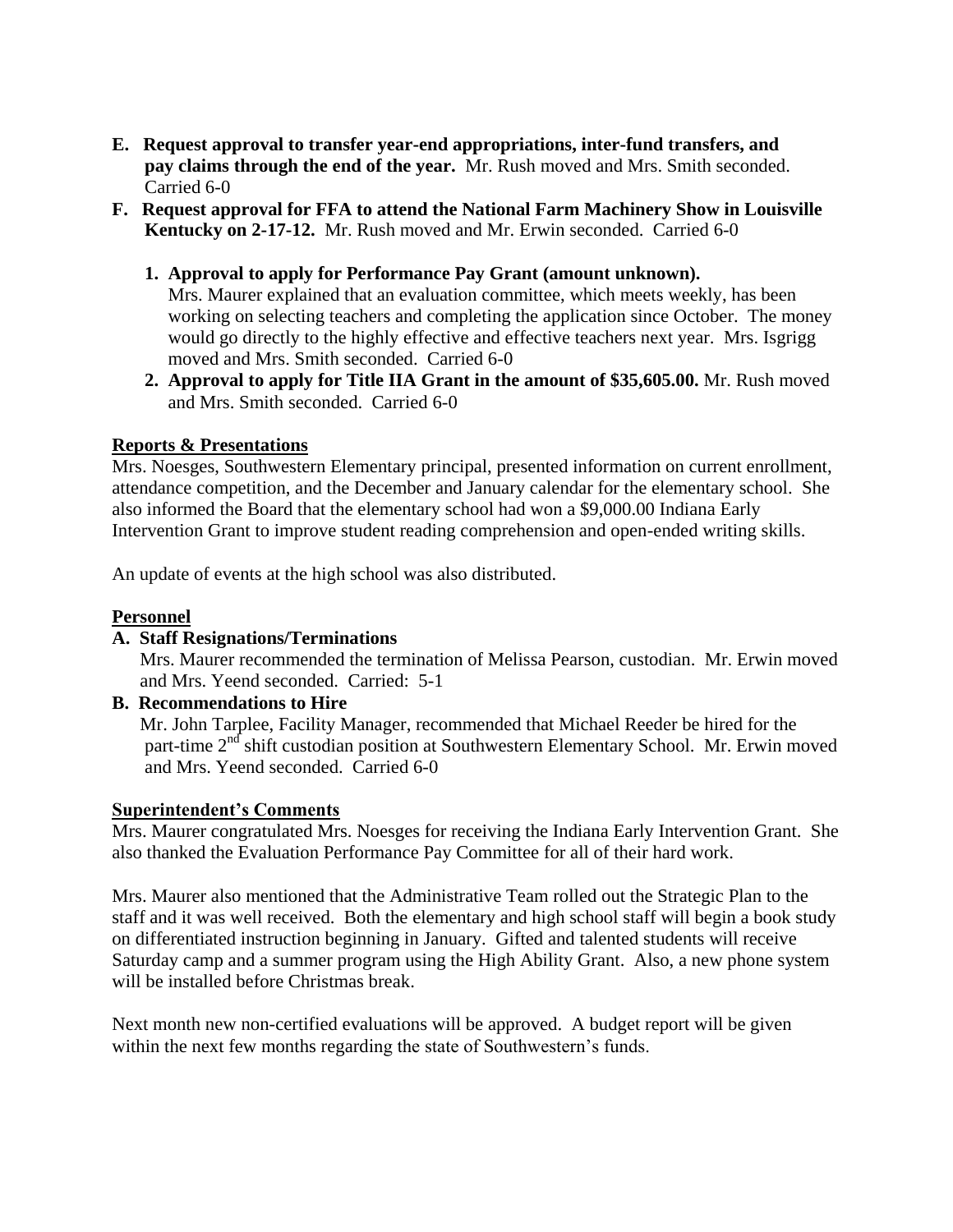E. **Request approval to transfer year-end appropriations, inter-fund transfers, and pay claims through the end of the year.** Mr. Rush moved and Mrs. Smith seconded. Carried 6-0

F. **Request approval for FFA to attend the National Farm Machinery Show in Louisville Kentucky on 2-17-12.** Mr. Rush moved and Mr. Erwin seconded. Carried 6-0

1. **Approval to apply for Performance Pay Grant (amount unknown).** Mrs. Maurer explained that an evaluation committee, which meets weekly, has been working on selecting teachers and completing the application since October. The money would go directly to the highly effective and effective teachers next year. Mrs. Isgrigg moved and Mrs. Smith seconded. Carried 6-0
2. **Approval to apply for Title IIA Grant in the amount of $35,605.00.** Mr. Rush moved and Mrs. Smith seconded. Carried 6-0

**Reports & Presentations**

Mrs. Noesges, Southwestern Elementary principal, presented information on current enrollment, attendance competition, and the December and January calendar for the elementary school. She also informed the Board that the elementary school had won a $9,000.00 Indiana Early Intervention Grant to improve student reading comprehension and open-ended writing skills.

An update of events at the high school was also distributed.

**Personnel**

A. **Staff Resignations/Terminations**

Mrs. Maurer recommended the termination of Melissa Pearson, custodian. Mr. Erwin moved and Mrs. Yeend seconded. Carried: 5-1

B. **Recommendations to Hire**

Mr. John Tarplee, Facility Manager, recommended that Michael Reeder be hired for the part-time 2nd shift custodian position at Southwestern Elementary School. Mr. Erwin moved and Mrs. Yeend seconded. Carried 6-0

**Superintendent's Comments**

Mrs. Maurer congratulated Mrs. Noesges for receiving the Indiana Early Intervention Grant. She also thanked the Evaluation Performance Pay Committee for all of their hard work.

Mrs. Maurer also mentioned that the Administrative Team rolled out the Strategic Plan to the staff and it was well received. Both the elementary and high school staff will begin a book study on differentiated instruction beginning in January. Gifted and talented students will receive Saturday camp and a summer program using the High Ability Grant. Also, a new phone system will be installed before Christmas break.

Next month new non-certified evaluations will be approved. A budget report will be given within the next few months regarding the state of Southwestern's funds.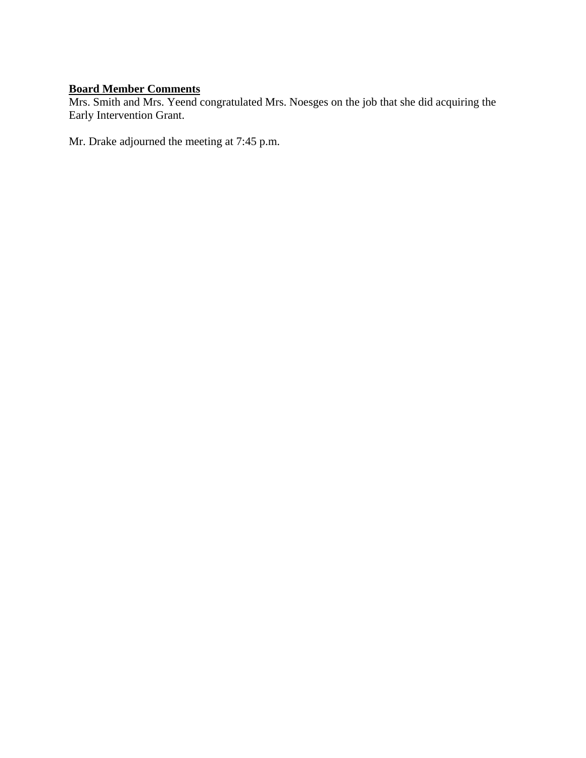**Board Member Comments**

Mrs. Smith and Mrs. Yeend congratulated Mrs. Noesges on the job that she did acquiring the Early Intervention Grant.

Mr. Drake adjourned the meeting at 7:45 p.m.